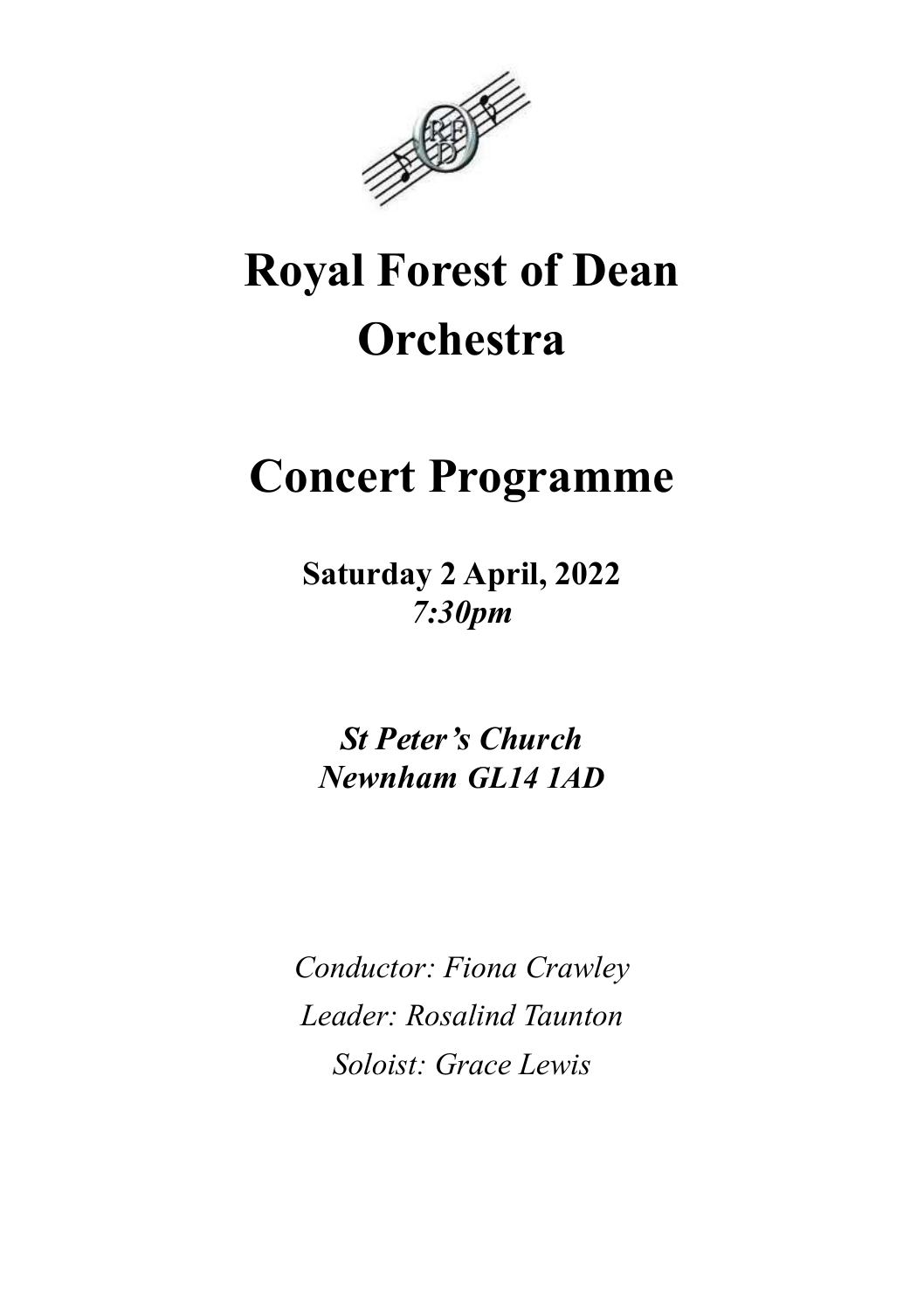# Royal Forest of Dean Orchestra

# Concert Programme

**Saturday 2 April, 2022**
***7:30pm***

***St Peter's Church***
***Newnham GL14 1AD***

*Conductor: Fiona Crawley*
*Leader: Rosalind Taunton*
*Soloist: Grace Lewis*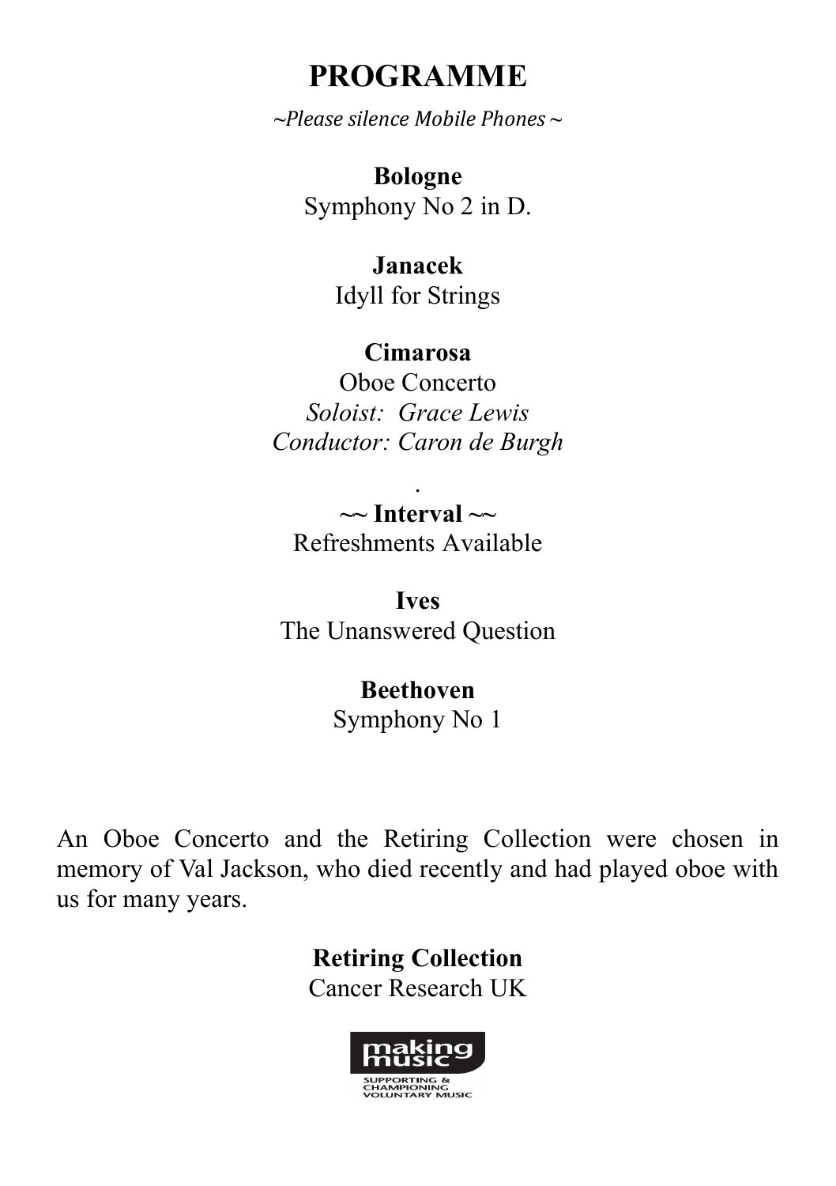# PROGRAMME

*~Please silence Mobile Phones ~*

**Bologne**
Symphony No 2 in D.

**Janacek**
Idyll for Strings

**Cimarosa**
Oboe Concerto
*Soloist: Grace Lewis*
*Conductor: Caron de Burgh*

.

**~~ Interval ~~**
Refreshments Available

**Ives**
The Unanswered Question

**Beethoven**
Symphony No 1

An Oboe Concerto and the Retiring Collection were chosen in memory of Val Jackson, who died recently and had played oboe with us for many years.

**Retiring Collection**
Cancer Research UK

making music
SUPPORTING & CHAMPIONING VOLUNTARY MUSIC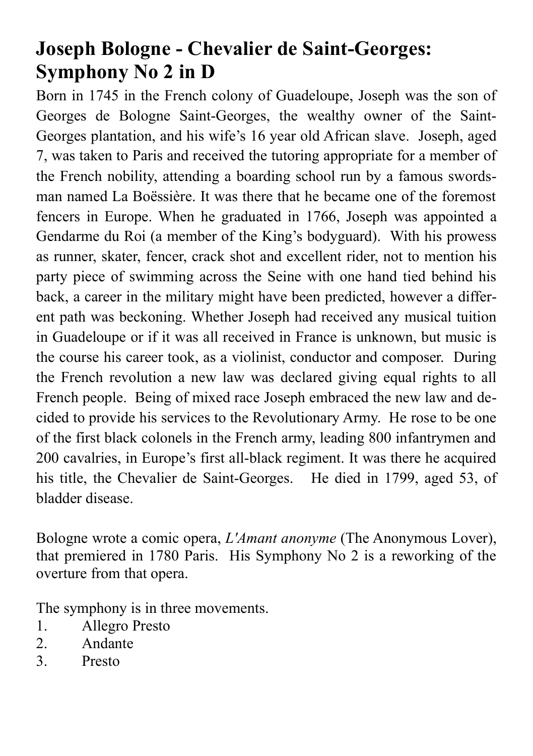# Joseph Bologne - Chevalier de Saint-Georges: Symphony No 2 in D

Born in 1745 in the French colony of Guadeloupe, Joseph was the son of Georges de Bologne Saint-Georges, the wealthy owner of the Saint-Georges plantation, and his wife's 16 year old African slave. Joseph, aged 7, was taken to Paris and received the tutoring appropriate for a member of the French nobility, attending a boarding school run by a famous swordsman named La Boëssière. It was there that he became one of the foremost fencers in Europe. When he graduated in 1766, Joseph was appointed a Gendarme du Roi (a member of the King's bodyguard). With his prowess as runner, skater, fencer, crack shot and excellent rider, not to mention his party piece of swimming across the Seine with one hand tied behind his back, a career in the military might have been predicted, however a different path was beckoning. Whether Joseph had received any musical tuition in Guadeloupe or if it was all received in France is unknown, but music is the course his career took, as a violinist, conductor and composer. During the French revolution a new law was declared giving equal rights to all French people. Being of mixed race Joseph embraced the new law and decided to provide his services to the Revolutionary Army. He rose to be one of the first black colonels in the French army, leading 800 infantrymen and 200 cavalries, in Europe's first all-black regiment. It was there he acquired his title, the Chevalier de Saint-Georges. He died in 1799, aged 53, of bladder disease.

Bologne wrote a comic opera, *L'Amant anonyme* (The Anonymous Lover), that premiered in 1780 Paris. His Symphony No 2 is a reworking of the overture from that opera.

The symphony is in three movements.

1. Allegro Presto
2. Andante
3. Presto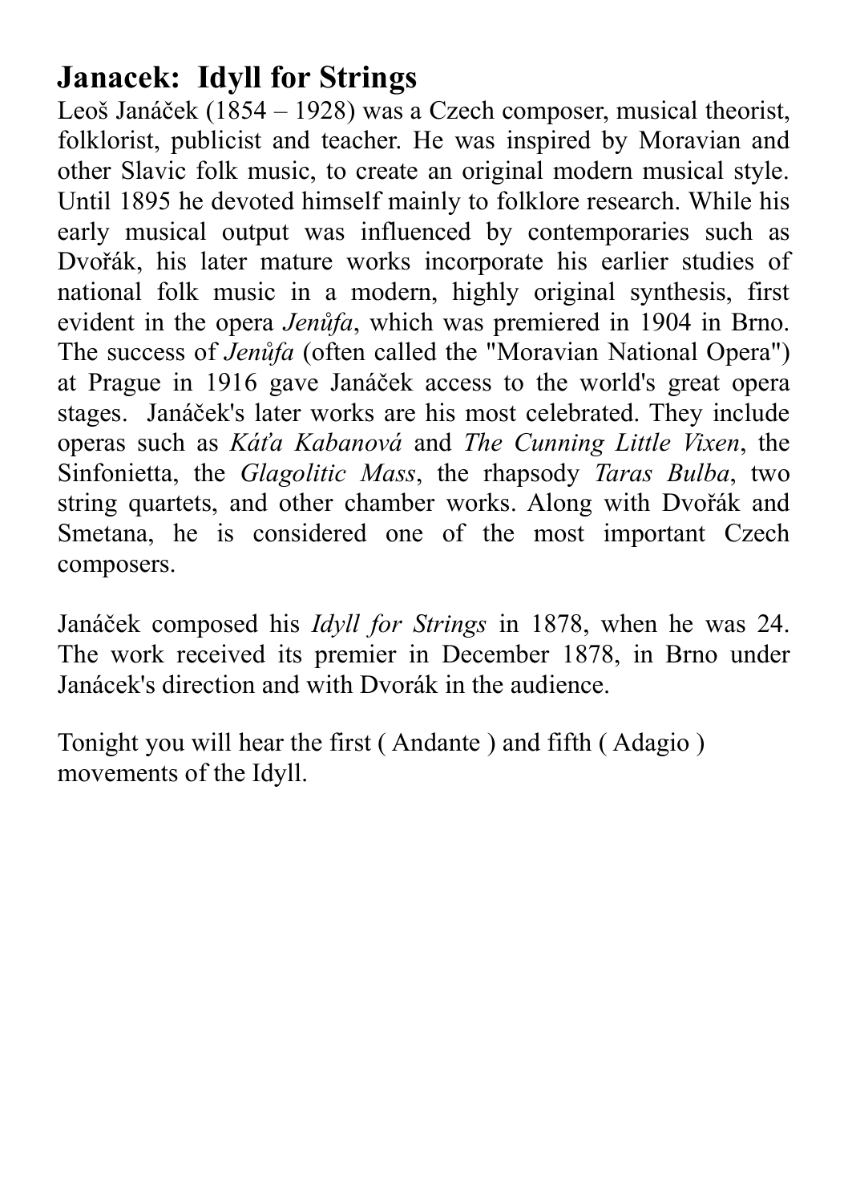## Janacek: Idyll for Strings

Leoš Janáček (1854 – 1928) was a Czech composer, musical theorist, folklorist, publicist and teacher. He was inspired by Moravian and other Slavic folk music, to create an original modern musical style. Until 1895 he devoted himself mainly to folklore research. While his early musical output was influenced by contemporaries such as Dvořák, his later mature works incorporate his earlier studies of national folk music in a modern, highly original synthesis, first evident in the opera *Jenůfa*, which was premiered in 1904 in Brno. The success of *Jenůfa* (often called the "Moravian National Opera") at Prague in 1916 gave Janáček access to the world's great opera stages. Janáček's later works are his most celebrated. They include operas such as *Káťa Kabanová* and *The Cunning Little Vixen*, the Sinfonietta, the *Glagolitic Mass*, the rhapsody *Taras Bulba*, two string quartets, and other chamber works. Along with Dvořák and Smetana, he is considered one of the most important Czech composers.

Janáček composed his *Idyll for Strings* in 1878, when he was 24. The work received its premier in December 1878, in Brno under Janácek's direction and with Dvorák in the audience.

Tonight you will hear the first ( Andante ) and fifth ( Adagio ) movements of the Idyll.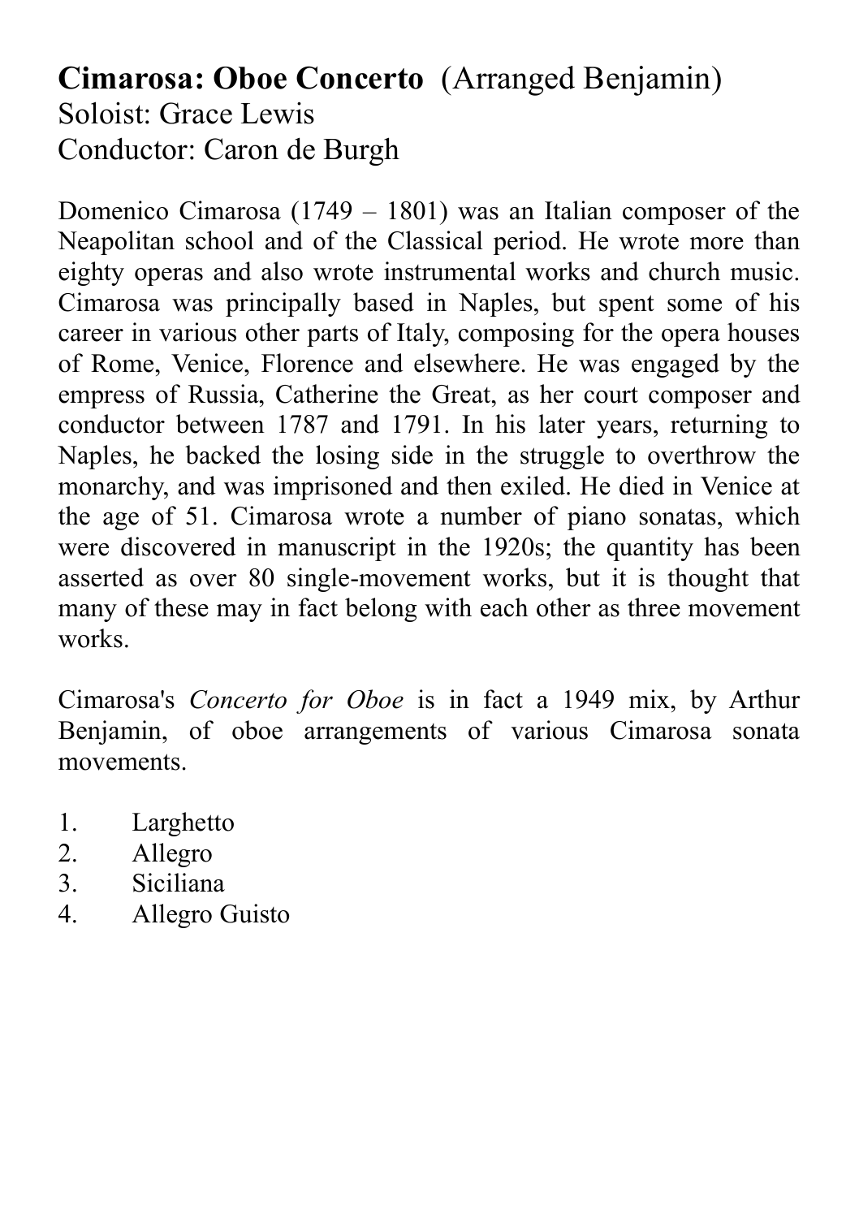**Cimarosa: Oboe Concerto** (Arranged Benjamin)
Soloist: Grace Lewis
Conductor: Caron de Burgh

Domenico Cimarosa (1749 – 1801) was an Italian composer of the Neapolitan school and of the Classical period. He wrote more than eighty operas and also wrote instrumental works and church music. Cimarosa was principally based in Naples, but spent some of his career in various other parts of Italy, composing for the opera houses of Rome, Venice, Florence and elsewhere. He was engaged by the empress of Russia, Catherine the Great, as her court composer and conductor between 1787 and 1791. In his later years, returning to Naples, he backed the losing side in the struggle to overthrow the monarchy, and was imprisoned and then exiled. He died in Venice at the age of 51. Cimarosa wrote a number of piano sonatas, which were discovered in manuscript in the 1920s; the quantity has been asserted as over 80 single-movement works, but it is thought that many of these may in fact belong with each other as three movement works.

Cimarosa's *Concerto for Oboe* is in fact a 1949 mix, by Arthur Benjamin, of oboe arrangements of various Cimarosa sonata movements.

1. Larghetto
2. Allegro
3. Siciliana
4. Allegro Guisto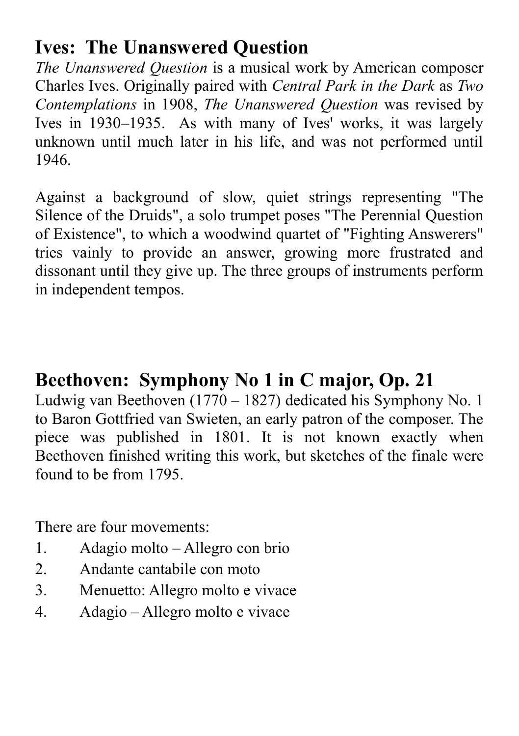## Ives: The Unanswered Question

*The Unanswered Question* is a musical work by American composer Charles Ives. Originally paired with *Central Park in the Dark* as *Two Contemplations* in 1908, *The Unanswered Question* was revised by Ives in 1930–1935. As with many of Ives' works, it was largely unknown until much later in his life, and was not performed until 1946.

Against a background of slow, quiet strings representing "The Silence of the Druids", a solo trumpet poses "The Perennial Question of Existence", to which a woodwind quartet of "Fighting Answerers" tries vainly to provide an answer, growing more frustrated and dissonant until they give up. The three groups of instruments perform in independent tempos.

## Beethoven: Symphony No 1 in C major, Op. 21

Ludwig van Beethoven (1770 – 1827) dedicated his Symphony No. 1 to Baron Gottfried van Swieten, an early patron of the composer. The piece was published in 1801. It is not known exactly when Beethoven finished writing this work, but sketches of the finale were found to be from 1795.

There are four movements:

1. Adagio molto – Allegro con brio
2. Andante cantabile con moto
3. Menuetto: Allegro molto e vivace
4. Adagio – Allegro molto e vivace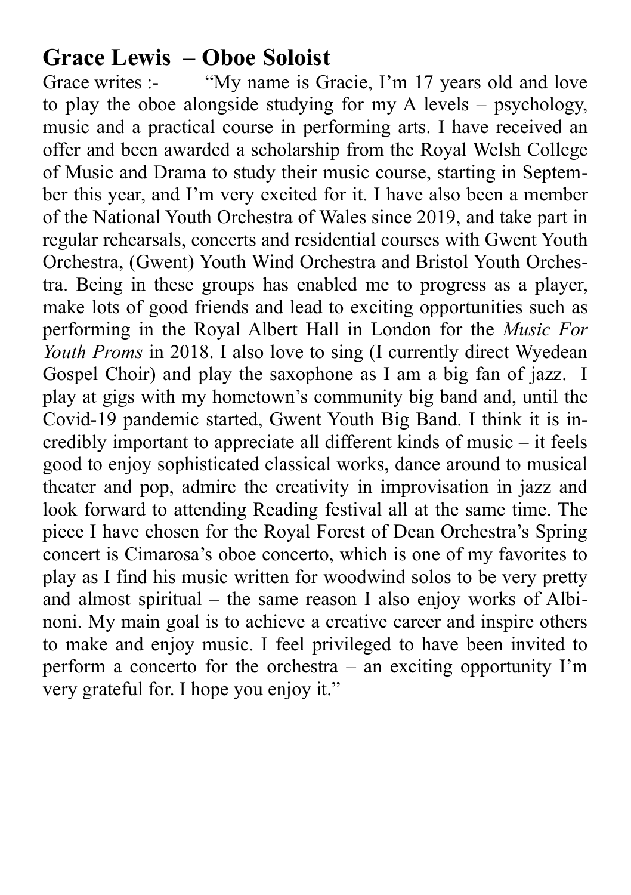## Grace Lewis – Oboe Soloist

Grace writes :- "My name is Gracie, I'm 17 years old and love to play the oboe alongside studying for my A levels – psychology, music and a practical course in performing arts. I have received an offer and been awarded a scholarship from the Royal Welsh College of Music and Drama to study their music course, starting in September this year, and I'm very excited for it. I have also been a member of the National Youth Orchestra of Wales since 2019, and take part in regular rehearsals, concerts and residential courses with Gwent Youth Orchestra, (Gwent) Youth Wind Orchestra and Bristol Youth Orchestra. Being in these groups has enabled me to progress as a player, make lots of good friends and lead to exciting opportunities such as performing in the Royal Albert Hall in London for the *Music For Youth Proms* in 2018. I also love to sing (I currently direct Wyedean Gospel Choir) and play the saxophone as I am a big fan of jazz. I play at gigs with my hometown's community big band and, until the Covid-19 pandemic started, Gwent Youth Big Band. I think it is incredibly important to appreciate all different kinds of music – it feels good to enjoy sophisticated classical works, dance around to musical theater and pop, admire the creativity in improvisation in jazz and look forward to attending Reading festival all at the same time. The piece I have chosen for the Royal Forest of Dean Orchestra's Spring concert is Cimarosa's oboe concerto, which is one of my favorites to play as I find his music written for woodwind solos to be very pretty and almost spiritual – the same reason I also enjoy works of Albinoni. My main goal is to achieve a creative career and inspire others to make and enjoy music. I feel privileged to have been invited to perform a concerto for the orchestra – an exciting opportunity I'm very grateful for. I hope you enjoy it."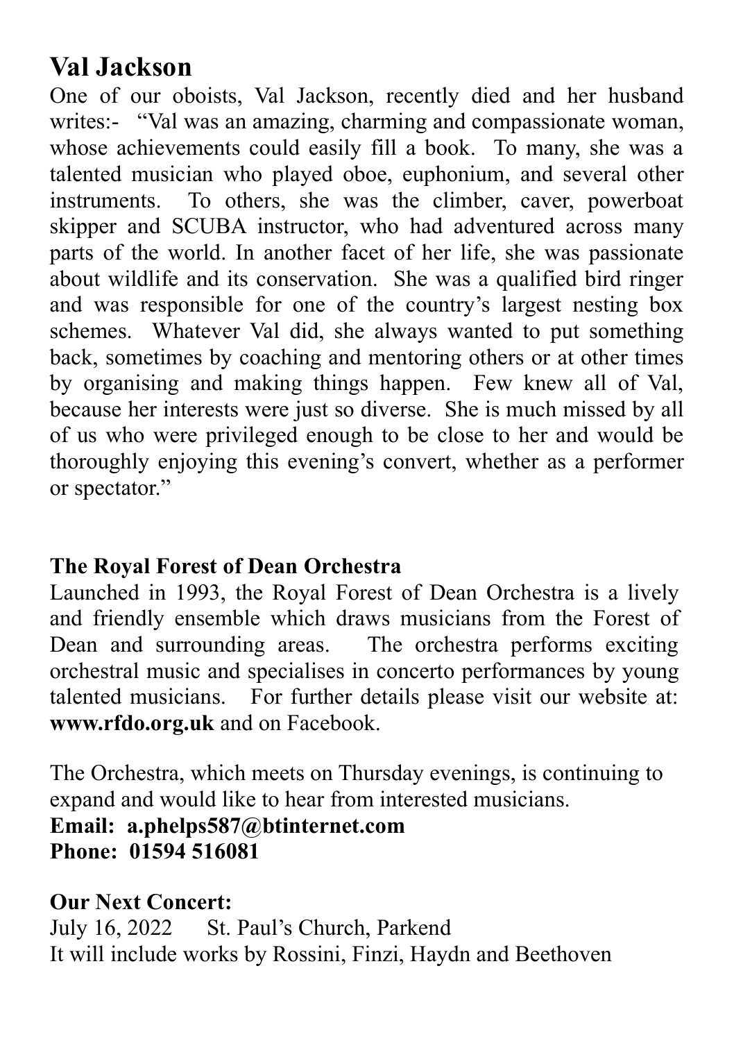## Val Jackson

One of our oboists, Val Jackson, recently died and her husband writes:- "Val was an amazing, charming and compassionate woman, whose achievements could easily fill a book. To many, she was a talented musician who played oboe, euphonium, and several other instruments. To others, she was the climber, caver, powerboat skipper and SCUBA instructor, who had adventured across many parts of the world. In another facet of her life, she was passionate about wildlife and its conservation. She was a qualified bird ringer and was responsible for one of the country's largest nesting box schemes. Whatever Val did, she always wanted to put something back, sometimes by coaching and mentoring others or at other times by organising and making things happen. Few knew all of Val, because her interests were just so diverse. She is much missed by all of us who were privileged enough to be close to her and would be thoroughly enjoying this evening's convert, whether as a performer or spectator."

**The Royal Forest of Dean Orchestra**

Launched in 1993, the Royal Forest of Dean Orchestra is a lively and friendly ensemble which draws musicians from the Forest of Dean and surrounding areas. The orchestra performs exciting orchestral music and specialises in concerto performances by young talented musicians. For further details please visit our website at: **www.rfdo.org.uk** and on Facebook.

The Orchestra, which meets on Thursday evenings, is continuing to expand and would like to hear from interested musicians.
**Email: a.phelps587@btinternet.com**
**Phone: 01594 516081**

**Our Next Concert:**
July 16, 2022 St. Paul's Church, Parkend
It will include works by Rossini, Finzi, Haydn and Beethoven